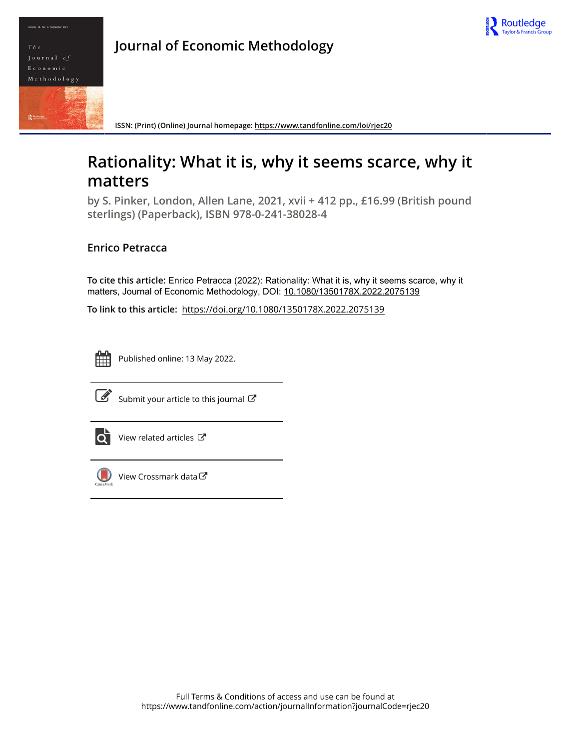# Journal of Economic Methodology

ISSN: (Print) (Online) Journal homepage: https://www.tandfonline.com/loi/rjec20

## Rationality: What it is, why it seems scarce, why it matters

**by S. Pinker, London, Allen Lane, 2021, xvii + 412 pp., £16.99 (British pound sterlings) (Paperback), ISBN 978-0-241-38028-4**

**Enrico Petracca**

**To cite this article:** Enrico Petracca (2022): Rationality: What it is, why it seems scarce, why it matters, Journal of Economic Methodology, DOI: 10.1080/1350178X.2022.2075139

**To link to this article:** https://doi.org/10.1080/1350178X.2022.2075139

Published online: 13 May 2022.

Submit your article to this journal

View related articles

View Crossmark data

Full Terms & Conditions of access and use can be found at
https://www.tandfonline.com/action/journalInformation?journalCode=rjec20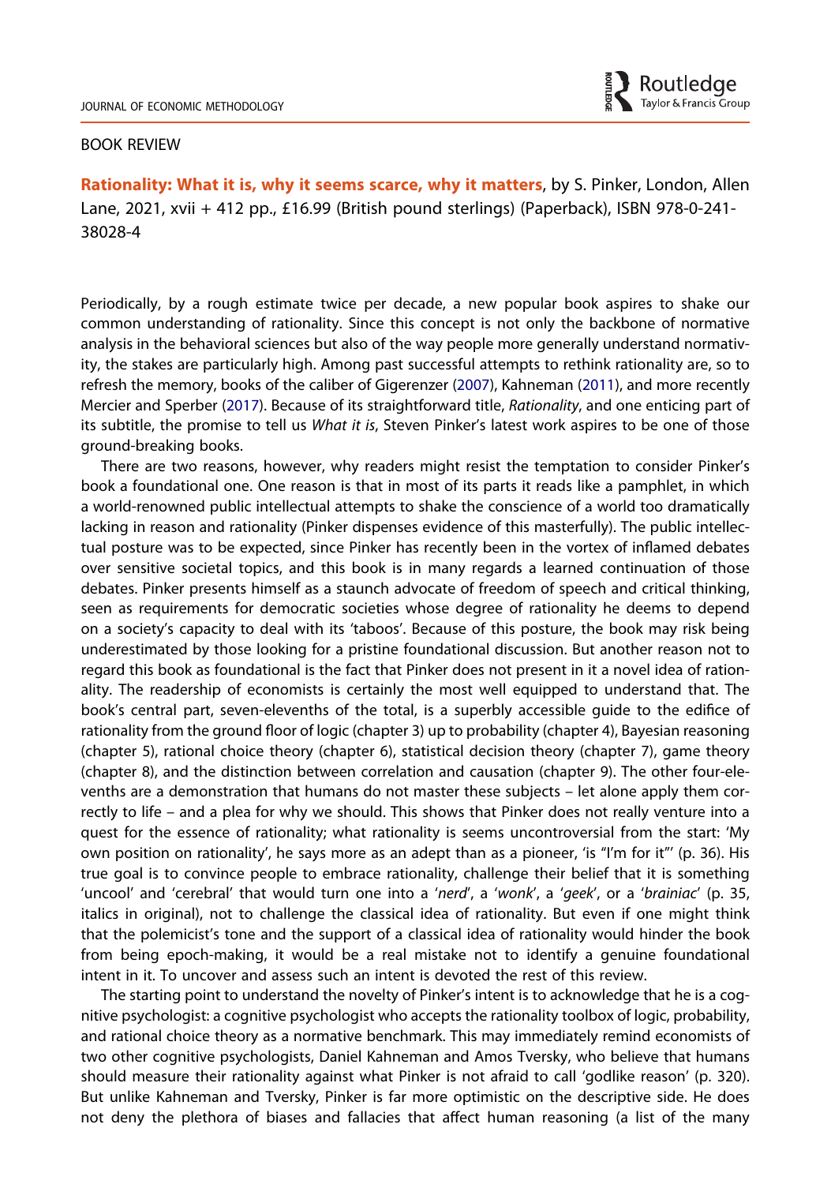BOOK REVIEW

**Rationality: What it is, why it seems scarce, why it matters**, by S. Pinker, London, Allen Lane, 2021, xvii + 412 pp., £16.99 (British pound sterlings) (Paperback), ISBN 978-0-241-38028-4

Periodically, by a rough estimate twice per decade, a new popular book aspires to shake our common understanding of rationality. Since this concept is not only the backbone of normative analysis in the behavioral sciences but also of the way people more generally understand normativity, the stakes are particularly high. Among past successful attempts to rethink rationality are, so to refresh the memory, books of the caliber of Gigerenzer (2007), Kahneman (2011), and more recently Mercier and Sperber (2017). Because of its straightforward title, *Rationality*, and one enticing part of its subtitle, the promise to tell us *What it is*, Steven Pinker's latest work aspires to be one of those ground-breaking books.

There are two reasons, however, why readers might resist the temptation to consider Pinker's book a foundational one. One reason is that in most of its parts it reads like a pamphlet, in which a world-renowned public intellectual attempts to shake the conscience of a world too dramatically lacking in reason and rationality (Pinker dispenses evidence of this masterfully). The public intellectual posture was to be expected, since Pinker has recently been in the vortex of inflamed debates over sensitive societal topics, and this book is in many regards a learned continuation of those debates. Pinker presents himself as a staunch advocate of freedom of speech and critical thinking, seen as requirements for democratic societies whose degree of rationality he deems to depend on a society's capacity to deal with its 'taboos'. Because of this posture, the book may risk being underestimated by those looking for a pristine foundational discussion. But another reason not to regard this book as foundational is the fact that Pinker does not present in it a novel idea of rationality. The readership of economists is certainly the most well equipped to understand that. The book's central part, seven-elevenths of the total, is a superbly accessible guide to the edifice of rationality from the ground floor of logic (chapter 3) up to probability (chapter 4), Bayesian reasoning (chapter 5), rational choice theory (chapter 6), statistical decision theory (chapter 7), game theory (chapter 8), and the distinction between correlation and causation (chapter 9). The other four-elevenths are a demonstration that humans do not master these subjects – let alone apply them correctly to life – and a plea for why we should. This shows that Pinker does not really venture into a quest for the essence of rationality; what rationality is seems uncontroversial from the start: 'My own position on rationality', he says more as an adept than as a pioneer, 'is "I'm for it"' (p. 36). His true goal is to convince people to embrace rationality, challenge their belief that it is something 'uncool' and 'cerebral' that would turn one into a '*nerd*', a '*wonk*', a '*geek*', or a '*brainiac*' (p. 35, italics in original), not to challenge the classical idea of rationality. But even if one might think that the polemicist's tone and the support of a classical idea of rationality would hinder the book from being epoch-making, it would be a real mistake not to identify a genuine foundational intent in it. To uncover and assess such an intent is devoted the rest of this review.

The starting point to understand the novelty of Pinker's intent is to acknowledge that he is a cognitive psychologist: a cognitive psychologist who accepts the rationality toolbox of logic, probability, and rational choice theory as a normative benchmark. This may immediately remind economists of two other cognitive psychologists, Daniel Kahneman and Amos Tversky, who believe that humans should measure their rationality against what Pinker is not afraid to call 'godlike reason' (p. 320). But unlike Kahneman and Tversky, Pinker is far more optimistic on the descriptive side. He does not deny the plethora of biases and fallacies that affect human reasoning (a list of the many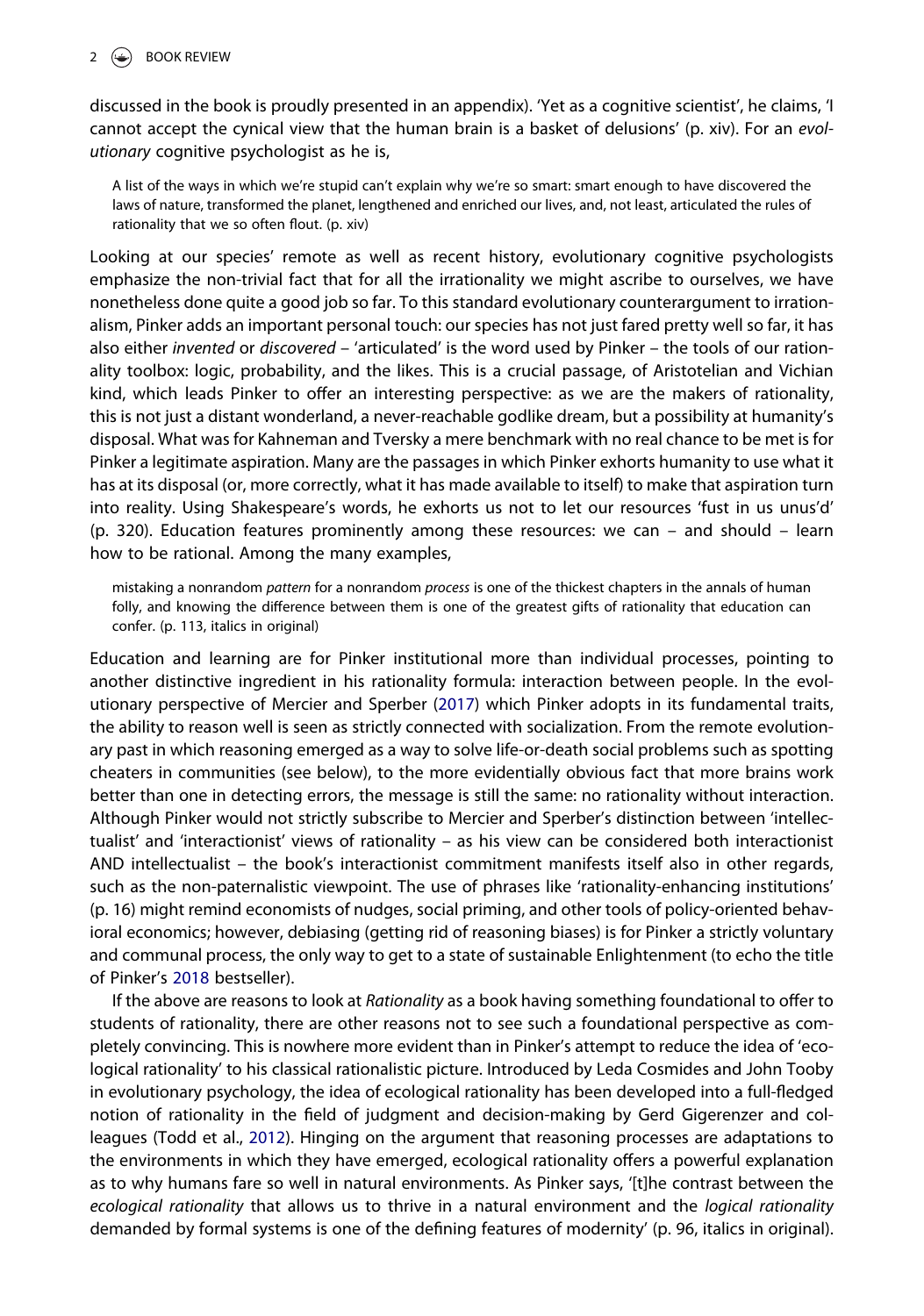discussed in the book is proudly presented in an appendix). 'Yet as a cognitive scientist', he claims, 'I cannot accept the cynical view that the human brain is a basket of delusions' (p. xiv). For an *evolutionary* cognitive psychologist as he is,

> A list of the ways in which we're stupid can't explain why we're so smart: smart enough to have discovered the laws of nature, transformed the planet, lengthened and enriched our lives, and, not least, articulated the rules of rationality that we so often flout. (p. xiv)

Looking at our species' remote as well as recent history, evolutionary cognitive psychologists emphasize the non-trivial fact that for all the irrationality we might ascribe to ourselves, we have nonetheless done quite a good job so far. To this standard evolutionary counterargument to irrationalism, Pinker adds an important personal touch: our species has not just fared pretty well so far, it has also either *invented* or *discovered* – 'articulated' is the word used by Pinker – the tools of our rationality toolbox: logic, probability, and the likes. This is a crucial passage, of Aristotelian and Vichian kind, which leads Pinker to offer an interesting perspective: as we are the makers of rationality, this is not just a distant wonderland, a never-reachable godlike dream, but a possibility at humanity's disposal. What was for Kahneman and Tversky a mere benchmark with no real chance to be met is for Pinker a legitimate aspiration. Many are the passages in which Pinker exhorts humanity to use what it has at its disposal (or, more correctly, what it has made available to itself) to make that aspiration turn into reality. Using Shakespeare's words, he exhorts us not to let our resources 'fust in us unus'd' (p. 320). Education features prominently among these resources: we can – and should – learn how to be rational. Among the many examples,

> mistaking a nonrandom *pattern* for a nonrandom *process* is one of the thickest chapters in the annals of human folly, and knowing the difference between them is one of the greatest gifts of rationality that education can confer. (p. 113, italics in original)

Education and learning are for Pinker institutional more than individual processes, pointing to another distinctive ingredient in his rationality formula: interaction between people. In the evolutionary perspective of Mercier and Sperber (2017) which Pinker adopts in its fundamental traits, the ability to reason well is seen as strictly connected with socialization. From the remote evolutionary past in which reasoning emerged as a way to solve life-or-death social problems such as spotting cheaters in communities (see below), to the more evidentially obvious fact that more brains work better than one in detecting errors, the message is still the same: no rationality without interaction. Although Pinker would not strictly subscribe to Mercier and Sperber's distinction between 'intellectualist' and 'interactionist' views of rationality – as his view can be considered both interactionist AND intellectualist – the book's interactionist commitment manifests itself also in other regards, such as the non-paternalistic viewpoint. The use of phrases like 'rationality-enhancing institutions' (p. 16) might remind economists of nudges, social priming, and other tools of policy-oriented behavioral economics; however, debiasing (getting rid of reasoning biases) is for Pinker a strictly voluntary and communal process, the only way to get to a state of sustainable Enlightenment (to echo the title of Pinker's 2018 bestseller).

If the above are reasons to look at *Rationality* as a book having something foundational to offer to students of rationality, there are other reasons not to see such a foundational perspective as completely convincing. This is nowhere more evident than in Pinker's attempt to reduce the idea of 'ecological rationality' to his classical rationalistic picture. Introduced by Leda Cosmides and John Tooby in evolutionary psychology, the idea of ecological rationality has been developed into a full-fledged notion of rationality in the field of judgment and decision-making by Gerd Gigerenzer and colleagues (Todd et al., 2012). Hinging on the argument that reasoning processes are adaptations to the environments in which they have emerged, ecological rationality offers a powerful explanation as to why humans fare so well in natural environments. As Pinker says, '[t]he contrast between the *ecological rationality* that allows us to thrive in a natural environment and the *logical rationality* demanded by formal systems is one of the defining features of modernity' (p. 96, italics in original).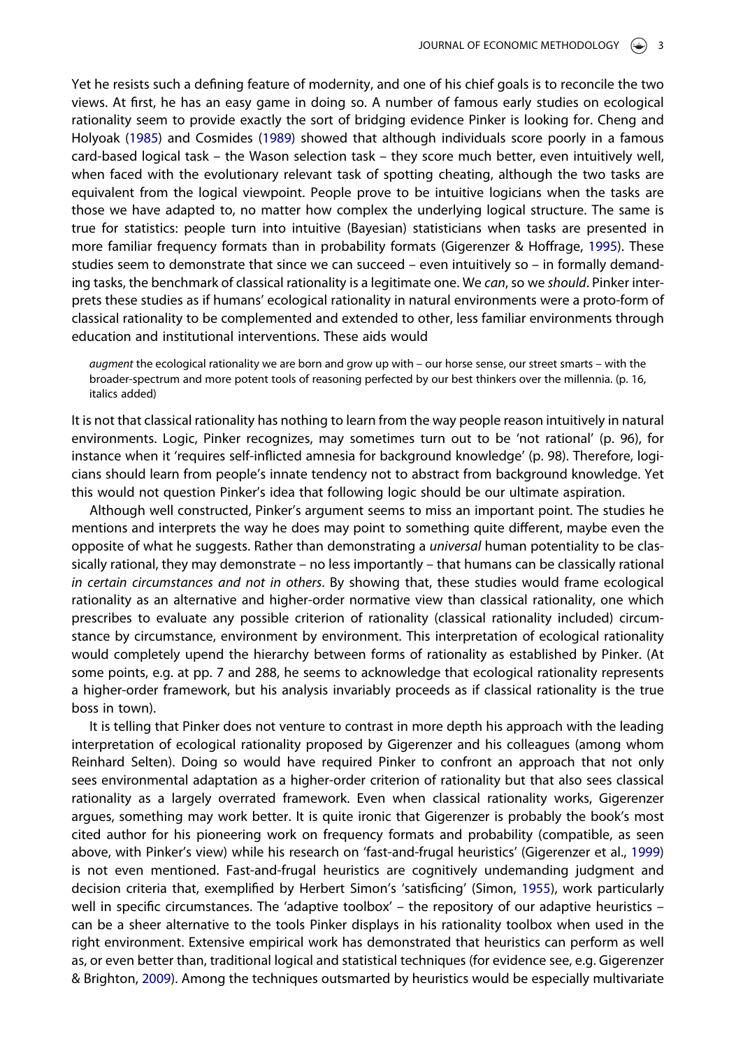Yet he resists such a defining feature of modernity, and one of his chief goals is to reconcile the two views. At first, he has an easy game in doing so. A number of famous early studies on ecological rationality seem to provide exactly the sort of bridging evidence Pinker is looking for. Cheng and Holyoak (1985) and Cosmides (1989) showed that although individuals score poorly in a famous card-based logical task – the Wason selection task – they score much better, even intuitively well, when faced with the evolutionary relevant task of spotting cheating, although the two tasks are equivalent from the logical viewpoint. People prove to be intuitive logicians when the tasks are those we have adapted to, no matter how complex the underlying logical structure. The same is true for statistics: people turn into intuitive (Bayesian) statisticians when tasks are presented in more familiar frequency formats than in probability formats (Gigerenzer & Hoffrage, 1995). These studies seem to demonstrate that since we can succeed – even intuitively so – in formally demanding tasks, the benchmark of classical rationality is a legitimate one. We *can*, so we *should*. Pinker interprets these studies as if humans' ecological rationality in natural environments were a proto-form of classical rationality to be complemented and extended to other, less familiar environments through education and institutional interventions. These aids would

> *augment* the ecological rationality we are born and grow up with – our horse sense, our street smarts – with the broader-spectrum and more potent tools of reasoning perfected by our best thinkers over the millennia. (p. 16, italics added)

It is not that classical rationality has nothing to learn from the way people reason intuitively in natural environments. Logic, Pinker recognizes, may sometimes turn out to be 'not rational' (p. 96), for instance when it 'requires self-inflicted amnesia for background knowledge' (p. 98). Therefore, logicians should learn from people's innate tendency not to abstract from background knowledge. Yet this would not question Pinker's idea that following logic should be our ultimate aspiration.

Although well constructed, Pinker's argument seems to miss an important point. The studies he mentions and interprets the way he does may point to something quite different, maybe even the opposite of what he suggests. Rather than demonstrating a *universal* human potentiality to be classically rational, they may demonstrate – no less importantly – that humans can be classically rational *in certain circumstances and not in others*. By showing that, these studies would frame ecological rationality as an alternative and higher-order normative view than classical rationality, one which prescribes to evaluate any possible criterion of rationality (classical rationality included) circumstance by circumstance, environment by environment. This interpretation of ecological rationality would completely upend the hierarchy between forms of rationality as established by Pinker. (At some points, e.g. at pp. 7 and 288, he seems to acknowledge that ecological rationality represents a higher-order framework, but his analysis invariably proceeds as if classical rationality is the true boss in town).

It is telling that Pinker does not venture to contrast in more depth his approach with the leading interpretation of ecological rationality proposed by Gigerenzer and his colleagues (among whom Reinhard Selten). Doing so would have required Pinker to confront an approach that not only sees environmental adaptation as a higher-order criterion of rationality but that also sees classical rationality as a largely overrated framework. Even when classical rationality works, Gigerenzer argues, something may work better. It is quite ironic that Gigerenzer is probably the book's most cited author for his pioneering work on frequency formats and probability (compatible, as seen above, with Pinker's view) while his research on 'fast-and-frugal heuristics' (Gigerenzer et al., 1999) is not even mentioned. Fast-and-frugal heuristics are cognitively undemanding judgment and decision criteria that, exemplified by Herbert Simon's 'satisficing' (Simon, 1955), work particularly well in specific circumstances. The 'adaptive toolbox' – the repository of our adaptive heuristics – can be a sheer alternative to the tools Pinker displays in his rationality toolbox when used in the right environment. Extensive empirical work has demonstrated that heuristics can perform as well as, or even better than, traditional logical and statistical techniques (for evidence see, e.g. Gigerenzer & Brighton, 2009). Among the techniques outsmarted by heuristics would be especially multivariate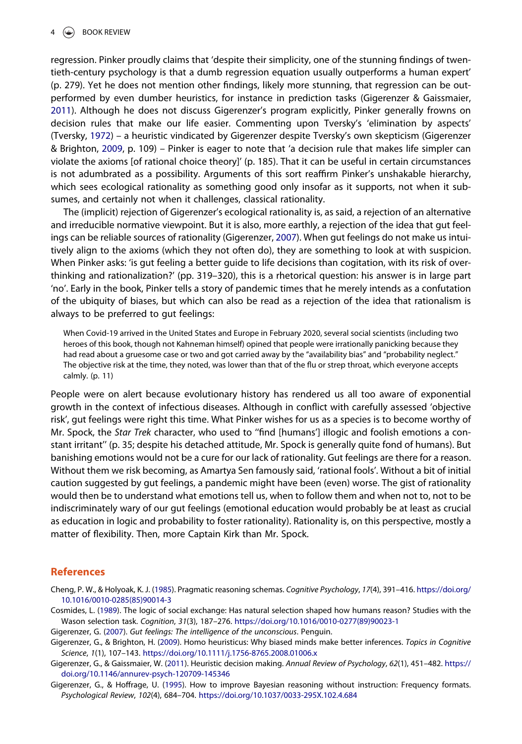regression. Pinker proudly claims that 'despite their simplicity, one of the stunning findings of twentieth-century psychology is that a dumb regression equation usually outperforms a human expert' (p. 279). Yet he does not mention other findings, likely more stunning, that regression can be outperformed by even dumber heuristics, for instance in prediction tasks (Gigerenzer & Gaissmaier, 2011). Although he does not discuss Gigerenzer's program explicitly, Pinker generally frowns on decision rules that make our life easier. Commenting upon Tversky's 'elimination by aspects' (Tversky, 1972) – a heuristic vindicated by Gigerenzer despite Tversky's own skepticism (Gigerenzer & Brighton, 2009, p. 109) – Pinker is eager to note that 'a decision rule that makes life simpler can violate the axioms [of rational choice theory]' (p. 185). That it can be useful in certain circumstances is not adumbrated as a possibility. Arguments of this sort reaffirm Pinker's unshakable hierarchy, which sees ecological rationality as something good only insofar as it supports, not when it subsumes, and certainly not when it challenges, classical rationality.

The (implicit) rejection of Gigerenzer's ecological rationality is, as said, a rejection of an alternative and irreducible normative viewpoint. But it is also, more earthly, a rejection of the idea that gut feelings can be reliable sources of rationality (Gigerenzer, 2007). When gut feelings do not make us intuitively align to the axioms (which they not often do), they are something to look at with suspicion. When Pinker asks: 'is gut feeling a better guide to life decisions than cogitation, with its risk of overthinking and rationalization?' (pp. 319–320), this is a rhetorical question: his answer is in large part 'no'. Early in the book, Pinker tells a story of pandemic times that he merely intends as a confutation of the ubiquity of biases, but which can also be read as a rejection of the idea that rationalism is always to be preferred to gut feelings:

> When Covid-19 arrived in the United States and Europe in February 2020, several social scientists (including two heroes of this book, though not Kahneman himself) opined that people were irrationally panicking because they had read about a gruesome case or two and got carried away by the "availability bias" and "probability neglect." The objective risk at the time, they noted, was lower than that of the flu or strep throat, which everyone accepts calmly. (p. 11)

People were on alert because evolutionary history has rendered us all too aware of exponential growth in the context of infectious diseases. Although in conflict with carefully assessed 'objective risk', gut feelings were right this time. What Pinker wishes for us as a species is to become worthy of Mr. Spock, the *Star Trek* character, who used to ''find [humans'] illogic and foolish emotions a constant irritant'' (p. 35; despite his detached attitude, Mr. Spock is generally quite fond of humans). But banishing emotions would not be a cure for our lack of rationality. Gut feelings are there for a reason. Without them we risk becoming, as Amartya Sen famously said, 'rational fools'. Without a bit of initial caution suggested by gut feelings, a pandemic might have been (even) worse. The gist of rationality would then be to understand what emotions tell us, when to follow them and when not to, not to be indiscriminately wary of our gut feelings (emotional education would probably be at least as crucial as education in logic and probability to foster rationality). Rationality is, on this perspective, mostly a matter of flexibility. Then, more Captain Kirk than Mr. Spock.

## References

Cheng, P. W., & Holyoak, K. J. (1985). Pragmatic reasoning schemas. *Cognitive Psychology*, *17*(4), 391–416. https://doi.org/10.1016/0010-0285(85)90014-3

Cosmides, L. (1989). The logic of social exchange: Has natural selection shaped how humans reason? Studies with the Wason selection task. *Cognition*, *31*(3), 187–276. https://doi.org/10.1016/0010-0277(89)90023-1

Gigerenzer, G. (2007). *Gut feelings: The intelligence of the unconscious*. Penguin.

Gigerenzer, G., & Brighton, H. (2009). Homo heuristicus: Why biased minds make better inferences. *Topics in Cognitive Science*, *1*(1), 107–143. https://doi.org/10.1111/j.1756-8765.2008.01006.x

Gigerenzer, G., & Gaissmaier, W. (2011). Heuristic decision making. *Annual Review of Psychology*, *62*(1), 451–482. https://doi.org/10.1146/annurev-psych-120709-145346

Gigerenzer, G., & Hoffrage, U. (1995). How to improve Bayesian reasoning without instruction: Frequency formats. *Psychological Review*, *102*(4), 684–704. https://doi.org/10.1037/0033-295X.102.4.684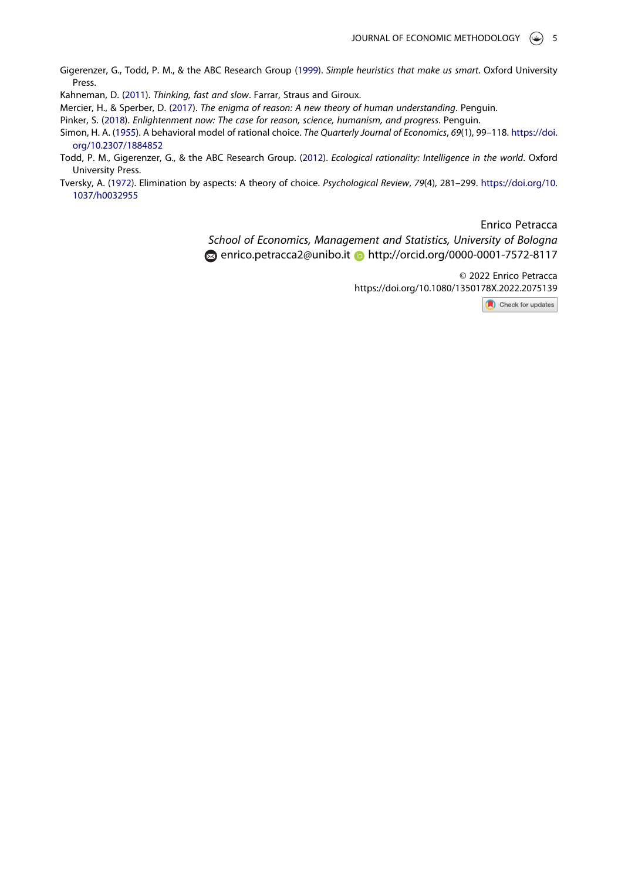Gigerenzer, G., Todd, P. M., & the ABC Research Group (1999). *Simple heuristics that make us smart*. Oxford University Press.

Kahneman, D. (2011). *Thinking, fast and slow*. Farrar, Straus and Giroux.

Mercier, H., & Sperber, D. (2017). *The enigma of reason: A new theory of human understanding*. Penguin.

Pinker, S. (2018). *Enlightenment now: The case for reason, science, humanism, and progress*. Penguin.

Simon, H. A. (1955). A behavioral model of rational choice. *The Quarterly Journal of Economics*, *69*(1), 99–118. https://doi.org/10.2307/1884852

Todd, P. M., Gigerenzer, G., & the ABC Research Group. (2012). *Ecological rationality: Intelligence in the world*. Oxford University Press.

Tversky, A. (1972). Elimination by aspects: A theory of choice. *Psychological Review*, *79*(4), 281–299. https://doi.org/10.1037/h0032955

Enrico Petracca
*School of Economics, Management and Statistics, University of Bologna*
enrico.petracca2@unibo.it http://orcid.org/0000-0001-7572-8117

© 2022 Enrico Petracca
https://doi.org/10.1080/1350178X.2022.2075139